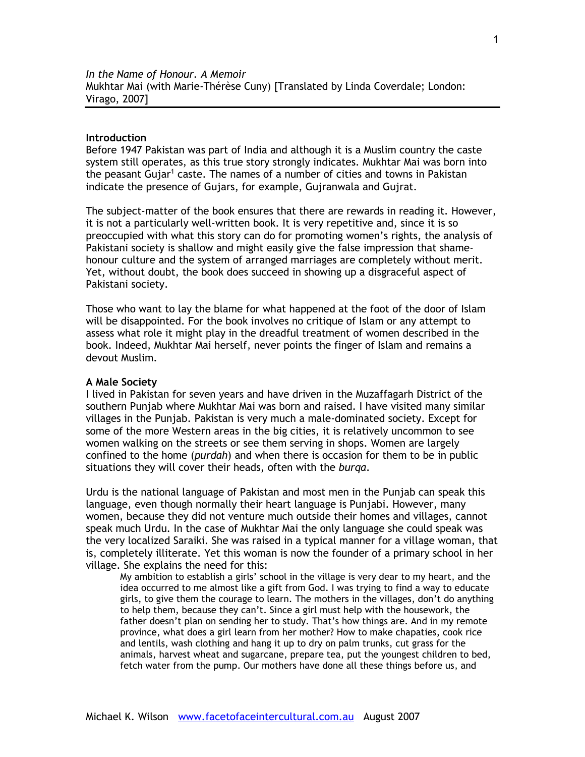*In the Name of Honour. A Memoir*
Mukhtar Mai (with Marie-Thérèse Cuny) [Translated by Linda Coverdale; London: Virago, 2007]

**Introduction**
Before 1947 Pakistan was part of India and although it is a Muslim country the caste system still operates, as this true story strongly indicates. Mukhtar Mai was born into the peasant Gujar[1] caste. The names of a number of cities and towns in Pakistan indicate the presence of Gujars, for example, Gujranwala and Gujrat.

The subject-matter of the book ensures that there are rewards in reading it. However, it is not a particularly well-written book. It is very repetitive and, since it is so preoccupied with what this story can do for promoting women's rights, the analysis of Pakistani society is shallow and might easily give the false impression that shame-honour culture and the system of arranged marriages are completely without merit. Yet, without doubt, the book does succeed in showing up a disgraceful aspect of Pakistani society.

Those who want to lay the blame for what happened at the foot of the door of Islam will be disappointed. For the book involves no critique of Islam or any attempt to assess what role it might play in the dreadful treatment of women described in the book. Indeed, Mukhtar Mai herself, never points the finger of Islam and remains a devout Muslim.

**A Male Society**
I lived in Pakistan for seven years and have driven in the Muzaffagarh District of the southern Punjab where Mukhtar Mai was born and raised. I have visited many similar villages in the Punjab. Pakistan is very much a male-dominated society. Except for some of the more Western areas in the big cities, it is relatively uncommon to see women walking on the streets or see them serving in shops. Women are largely confined to the home (*purdah*) and when there is occasion for them to be in public situations they will cover their heads, often with the *burqa*.

Urdu is the national language of Pakistan and most men in the Punjab can speak this language, even though normally their heart language is Punjabi. However, many women, because they did not venture much outside their homes and villages, cannot speak much Urdu. In the case of Mukhtar Mai the only language she could speak was the very localized Saraiki. She was raised in a typical manner for a village woman, that is, completely illiterate. Yet this woman is now the founder of a primary school in her village. She explains the need for this:

> My ambition to establish a girls' school in the village is very dear to my heart, and the idea occurred to me almost like a gift from God. I was trying to find a way to educate girls, to give them the courage to learn. The mothers in the villages, don't do anything to help them, because they can't. Since a girl must help with the housework, the father doesn't plan on sending her to study. That's how things are. And in my remote province, what does a girl learn from her mother? How to make chapaties, cook rice and lentils, wash clothing and hang it up to dry on palm trunks, cut grass for the animals, harvest wheat and sugarcane, prepare tea, put the youngest children to bed, fetch water from the pump. Our mothers have done all these things before us, and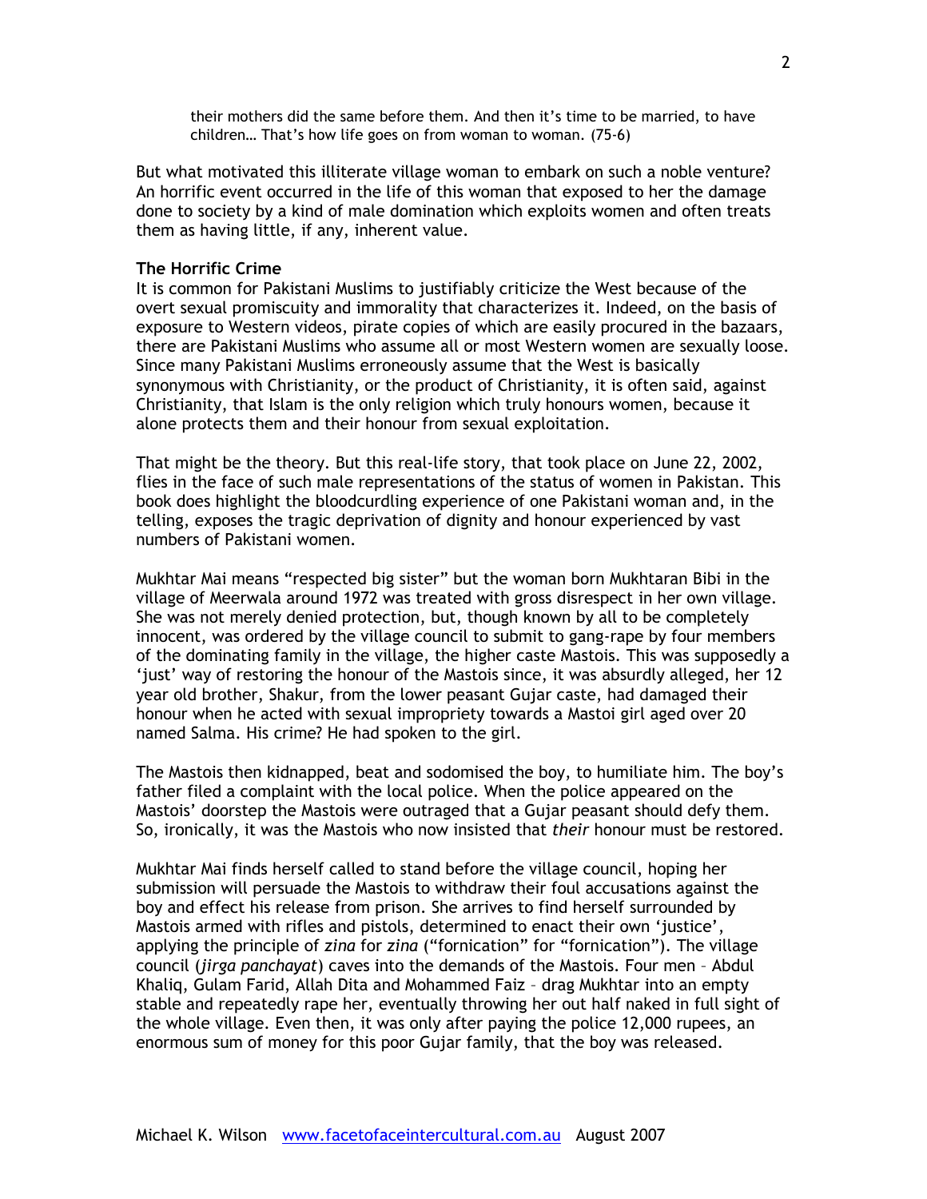> their mothers did the same before them. And then it's time to be married, to have children… That's how life goes on from woman to woman. (75-6)

But what motivated this illiterate village woman to embark on such a noble venture? An horrific event occurred in the life of this woman that exposed to her the damage done to society by a kind of male domination which exploits women and often treats them as having little, if any, inherent value.

**The Horrific Crime**

It is common for Pakistani Muslims to justifiably criticize the West because of the overt sexual promiscuity and immorality that characterizes it. Indeed, on the basis of exposure to Western videos, pirate copies of which are easily procured in the bazaars, there are Pakistani Muslims who assume all or most Western women are sexually loose. Since many Pakistani Muslims erroneously assume that the West is basically synonymous with Christianity, or the product of Christianity, it is often said, against Christianity, that Islam is the only religion which truly honours women, because it alone protects them and their honour from sexual exploitation.

That might be the theory. But this real-life story, that took place on June 22, 2002, flies in the face of such male representations of the status of women in Pakistan. This book does highlight the bloodcurdling experience of one Pakistani woman and, in the telling, exposes the tragic deprivation of dignity and honour experienced by vast numbers of Pakistani women.

Mukhtar Mai means "respected big sister" but the woman born Mukhtaran Bibi in the village of Meerwala around 1972 was treated with gross disrespect in her own village. She was not merely denied protection, but, though known by all to be completely innocent, was ordered by the village council to submit to gang-rape by four members of the dominating family in the village, the higher caste Mastois. This was supposedly a 'just' way of restoring the honour of the Mastois since, it was absurdly alleged, her 12 year old brother, Shakur, from the lower peasant Gujar caste, had damaged their honour when he acted with sexual impropriety towards a Mastoi girl aged over 20 named Salma. His crime? He had spoken to the girl.

The Mastois then kidnapped, beat and sodomised the boy, to humiliate him. The boy's father filed a complaint with the local police. When the police appeared on the Mastois' doorstep the Mastois were outraged that a Gujar peasant should defy them. So, ironically, it was the Mastois who now insisted that *their* honour must be restored.

Mukhtar Mai finds herself called to stand before the village council, hoping her submission will persuade the Mastois to withdraw their foul accusations against the boy and effect his release from prison. She arrives to find herself surrounded by Mastois armed with rifles and pistols, determined to enact their own 'justice', applying the principle of *zina* for *zina* ("fornication" for "fornication"). The village council (*jirga panchayat*) caves into the demands of the Mastois. Four men – Abdul Khaliq, Gulam Farid, Allah Dita and Mohammed Faiz – drag Mukhtar into an empty stable and repeatedly rape her, eventually throwing her out half naked in full sight of the whole village. Even then, it was only after paying the police 12,000 rupees, an enormous sum of money for this poor Gujar family, that the boy was released.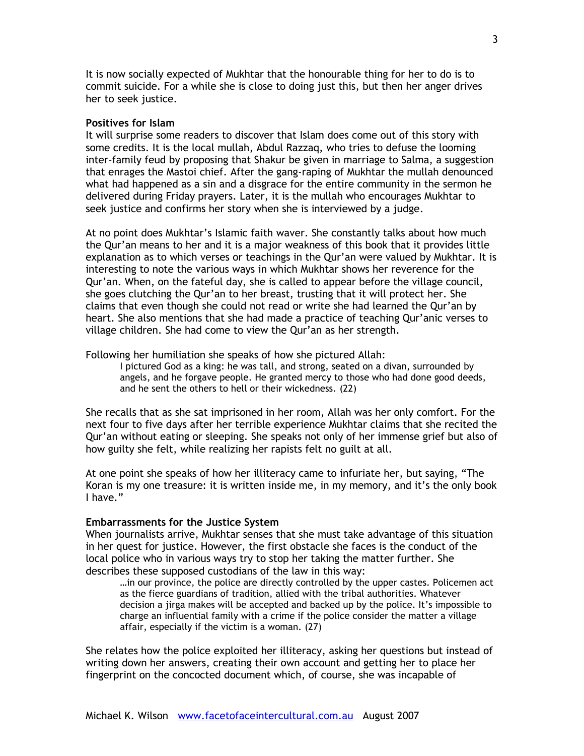It is now socially expected of Mukhtar that the honourable thing for her to do is to commit suicide. For a while she is close to doing just this, but then her anger drives her to seek justice.

**Positives for Islam**

It will surprise some readers to discover that Islam does come out of this story with some credits. It is the local mullah, Abdul Razzaq, who tries to defuse the looming inter-family feud by proposing that Shakur be given in marriage to Salma, a suggestion that enrages the Mastoi chief. After the gang-raping of Mukhtar the mullah denounced what had happened as a sin and a disgrace for the entire community in the sermon he delivered during Friday prayers. Later, it is the mullah who encourages Mukhtar to seek justice and confirms her story when she is interviewed by a judge.

At no point does Mukhtar's Islamic faith waver. She constantly talks about how much the Qur'an means to her and it is a major weakness of this book that it provides little explanation as to which verses or teachings in the Qur'an were valued by Mukhtar. It is interesting to note the various ways in which Mukhtar shows her reverence for the Qur'an. When, on the fateful day, she is called to appear before the village council, she goes clutching the Qur'an to her breast, trusting that it will protect her. She claims that even though she could not read or write she had learned the Qur'an by heart. She also mentions that she had made a practice of teaching Qur'anic verses to village children. She had come to view the Qur'an as her strength.

Following her humiliation she speaks of how she pictured Allah:

> I pictured God as a king: he was tall, and strong, seated on a divan, surrounded by angels, and he forgave people. He granted mercy to those who had done good deeds, and he sent the others to hell or their wickedness. (22)

She recalls that as she sat imprisoned in her room, Allah was her only comfort. For the next four to five days after her terrible experience Mukhtar claims that she recited the Qur'an without eating or sleeping. She speaks not only of her immense grief but also of how guilty she felt, while realizing her rapists felt no guilt at all.

At one point she speaks of how her illiteracy came to infuriate her, but saying, "The Koran is my one treasure: it is written inside me, in my memory, and it's the only book I have."

**Embarrassments for the Justice System**

When journalists arrive, Mukhtar senses that she must take advantage of this situation in her quest for justice. However, the first obstacle she faces is the conduct of the local police who in various ways try to stop her taking the matter further. She describes these supposed custodians of the law in this way:

> …in our province, the police are directly controlled by the upper castes. Policemen act as the fierce guardians of tradition, allied with the tribal authorities. Whatever decision a jirga makes will be accepted and backed up by the police. It's impossible to charge an influential family with a crime if the police consider the matter a village affair, especially if the victim is a woman. (27)

She relates how the police exploited her illiteracy, asking her questions but instead of writing down her answers, creating their own account and getting her to place her fingerprint on the concocted document which, of course, she was incapable of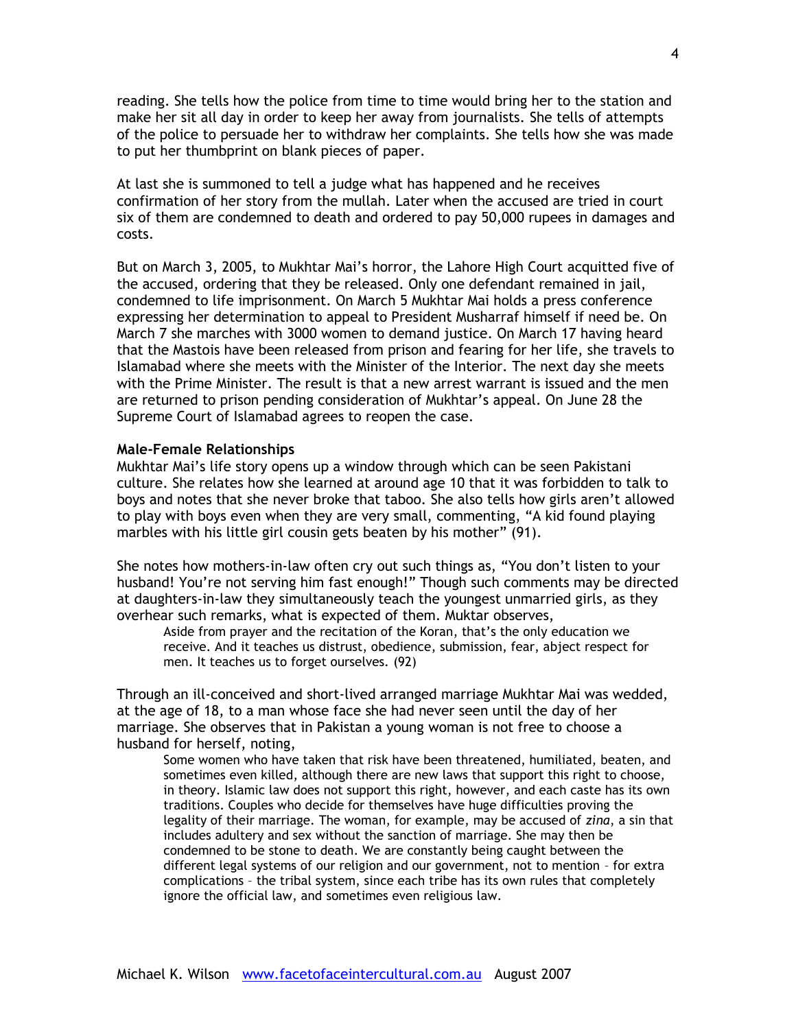reading. She tells how the police from time to time would bring her to the station and make her sit all day in order to keep her away from journalists. She tells of attempts of the police to persuade her to withdraw her complaints. She tells how she was made to put her thumbprint on blank pieces of paper.

At last she is summoned to tell a judge what has happened and he receives confirmation of her story from the mullah. Later when the accused are tried in court six of them are condemned to death and ordered to pay 50,000 rupees in damages and costs.

But on March 3, 2005, to Mukhtar Mai's horror, the Lahore High Court acquitted five of the accused, ordering that they be released. Only one defendant remained in jail, condemned to life imprisonment. On March 5 Mukhtar Mai holds a press conference expressing her determination to appeal to President Musharraf himself if need be. On March 7 she marches with 3000 women to demand justice. On March 17 having heard that the Mastois have been released from prison and fearing for her life, she travels to Islamabad where she meets with the Minister of the Interior. The next day she meets with the Prime Minister. The result is that a new arrest warrant is issued and the men are returned to prison pending consideration of Mukhtar's appeal. On June 28 the Supreme Court of Islamabad agrees to reopen the case.

**Male-Female Relationships**

Mukhtar Mai's life story opens up a window through which can be seen Pakistani culture. She relates how she learned at around age 10 that it was forbidden to talk to boys and notes that she never broke that taboo. She also tells how girls aren't allowed to play with boys even when they are very small, commenting, "A kid found playing marbles with his little girl cousin gets beaten by his mother" (91).

She notes how mothers-in-law often cry out such things as, "You don't listen to your husband! You're not serving him fast enough!" Though such comments may be directed at daughters-in-law they simultaneously teach the youngest unmarried girls, as they overhear such remarks, what is expected of them. Muktar observes,

> Aside from prayer and the recitation of the Koran, that's the only education we receive. And it teaches us distrust, obedience, submission, fear, abject respect for men. It teaches us to forget ourselves. (92)

Through an ill-conceived and short-lived arranged marriage Mukhtar Mai was wedded, at the age of 18, to a man whose face she had never seen until the day of her marriage. She observes that in Pakistan a young woman is not free to choose a husband for herself, noting,

> Some women who have taken that risk have been threatened, humiliated, beaten, and sometimes even killed, although there are new laws that support this right to choose, in theory. Islamic law does not support this right, however, and each caste has its own traditions. Couples who decide for themselves have huge difficulties proving the legality of their marriage. The woman, for example, may be accused of *zina*, a sin that includes adultery and sex without the sanction of marriage. She may then be condemned to be stone to death. We are constantly being caught between the different legal systems of our religion and our government, not to mention – for extra complications – the tribal system, since each tribe has its own rules that completely ignore the official law, and sometimes even religious law.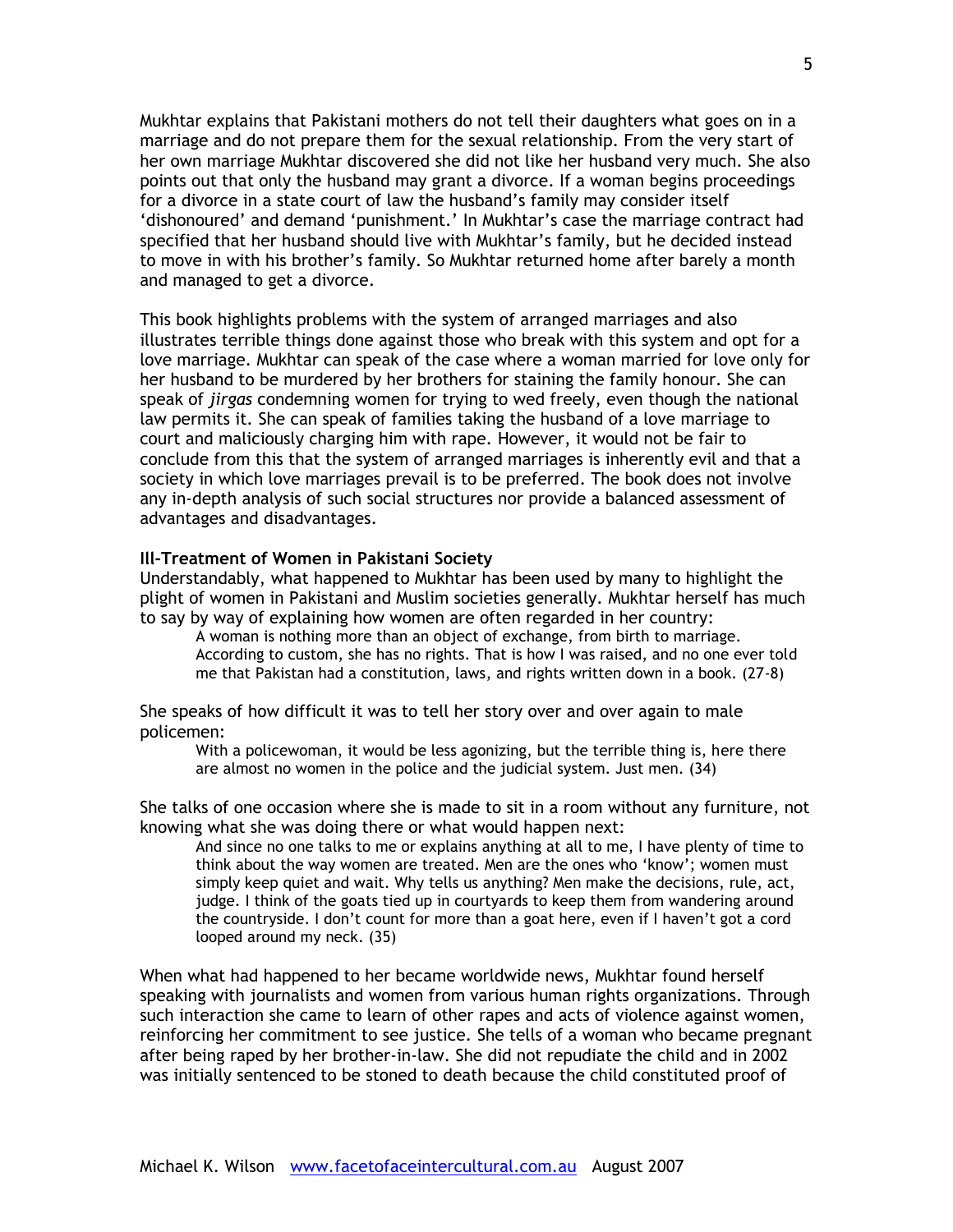Mukhtar explains that Pakistani mothers do not tell their daughters what goes on in a marriage and do not prepare them for the sexual relationship. From the very start of her own marriage Mukhtar discovered she did not like her husband very much. She also points out that only the husband may grant a divorce. If a woman begins proceedings for a divorce in a state court of law the husband's family may consider itself 'dishonoured' and demand 'punishment.' In Mukhtar's case the marriage contract had specified that her husband should live with Mukhtar's family, but he decided instead to move in with his brother's family. So Mukhtar returned home after barely a month and managed to get a divorce.

This book highlights problems with the system of arranged marriages and also illustrates terrible things done against those who break with this system and opt for a love marriage. Mukhtar can speak of the case where a woman married for love only for her husband to be murdered by her brothers for staining the family honour. She can speak of *jirgas* condemning women for trying to wed freely, even though the national law permits it. She can speak of families taking the husband of a love marriage to court and maliciously charging him with rape. However, it would not be fair to conclude from this that the system of arranged marriages is inherently evil and that a society in which love marriages prevail is to be preferred. The book does not involve any in-depth analysis of such social structures nor provide a balanced assessment of advantages and disadvantages.

**Ill-Treatment of Women in Pakistani Society**

Understandably, what happened to Mukhtar has been used by many to highlight the plight of women in Pakistani and Muslim societies generally. Mukhtar herself has much to say by way of explaining how women are often regarded in her country:

> A woman is nothing more than an object of exchange, from birth to marriage. According to custom, she has no rights. That is how I was raised, and no one ever told me that Pakistan had a constitution, laws, and rights written down in a book. (27-8)

She speaks of how difficult it was to tell her story over and over again to male policemen:

> With a policewoman, it would be less agonizing, but the terrible thing is, here there are almost no women in the police and the judicial system. Just men. (34)

She talks of one occasion where she is made to sit in a room without any furniture, not knowing what she was doing there or what would happen next:

> And since no one talks to me or explains anything at all to me, I have plenty of time to think about the way women are treated. Men are the ones who 'know'; women must simply keep quiet and wait. Why tells us anything? Men make the decisions, rule, act, judge. I think of the goats tied up in courtyards to keep them from wandering around the countryside. I don't count for more than a goat here, even if I haven't got a cord looped around my neck. (35)

When what had happened to her became worldwide news, Mukhtar found herself speaking with journalists and women from various human rights organizations. Through such interaction she came to learn of other rapes and acts of violence against women, reinforcing her commitment to see justice. She tells of a woman who became pregnant after being raped by her brother-in-law. She did not repudiate the child and in 2002 was initially sentenced to be stoned to death because the child constituted proof of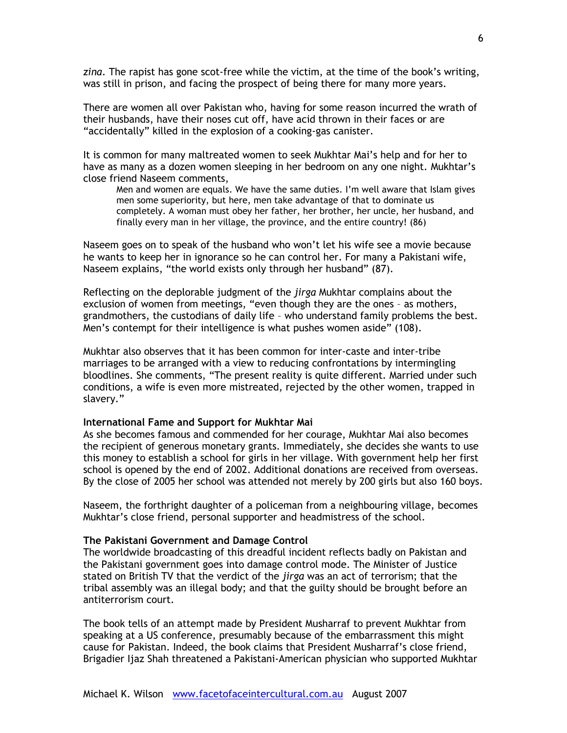*zina*. The rapist has gone scot-free while the victim, at the time of the book's writing, was still in prison, and facing the prospect of being there for many more years.

There are women all over Pakistan who, having for some reason incurred the wrath of their husbands, have their noses cut off, have acid thrown in their faces or are "accidentally" killed in the explosion of a cooking-gas canister.

It is common for many maltreated women to seek Mukhtar Mai's help and for her to have as many as a dozen women sleeping in her bedroom on any one night. Mukhtar's close friend Naseem comments,

> Men and women are equals. We have the same duties. I'm well aware that Islam gives men some superiority, but here, men take advantage of that to dominate us completely. A woman must obey her father, her brother, her uncle, her husband, and finally every man in her village, the province, and the entire country! (86)

Naseem goes on to speak of the husband who won't let his wife see a movie because he wants to keep her in ignorance so he can control her. For many a Pakistani wife, Naseem explains, "the world exists only through her husband" (87).

Reflecting on the deplorable judgment of the *jirga* Mukhtar complains about the exclusion of women from meetings, "even though they are the ones – as mothers, grandmothers, the custodians of daily life – who understand family problems the best. Men's contempt for their intelligence is what pushes women aside" (108).

Mukhtar also observes that it has been common for inter-caste and inter-tribe marriages to be arranged with a view to reducing confrontations by intermingling bloodlines. She comments, "The present reality is quite different. Married under such conditions, a wife is even more mistreated, rejected by the other women, trapped in slavery."

**International Fame and Support for Mukhtar Mai**

As she becomes famous and commended for her courage, Mukhtar Mai also becomes the recipient of generous monetary grants. Immediately, she decides she wants to use this money to establish a school for girls in her village. With government help her first school is opened by the end of 2002. Additional donations are received from overseas. By the close of 2005 her school was attended not merely by 200 girls but also 160 boys.

Naseem, the forthright daughter of a policeman from a neighbouring village, becomes Mukhtar's close friend, personal supporter and headmistress of the school.

**The Pakistani Government and Damage Control**

The worldwide broadcasting of this dreadful incident reflects badly on Pakistan and the Pakistani government goes into damage control mode. The Minister of Justice stated on British TV that the verdict of the *jirga* was an act of terrorism; that the tribal assembly was an illegal body; and that the guilty should be brought before an antiterrorism court.

The book tells of an attempt made by President Musharraf to prevent Mukhtar from speaking at a US conference, presumably because of the embarrassment this might cause for Pakistan. Indeed, the book claims that President Musharraf's close friend, Brigadier Ijaz Shah threatened a Pakistani-American physician who supported Mukhtar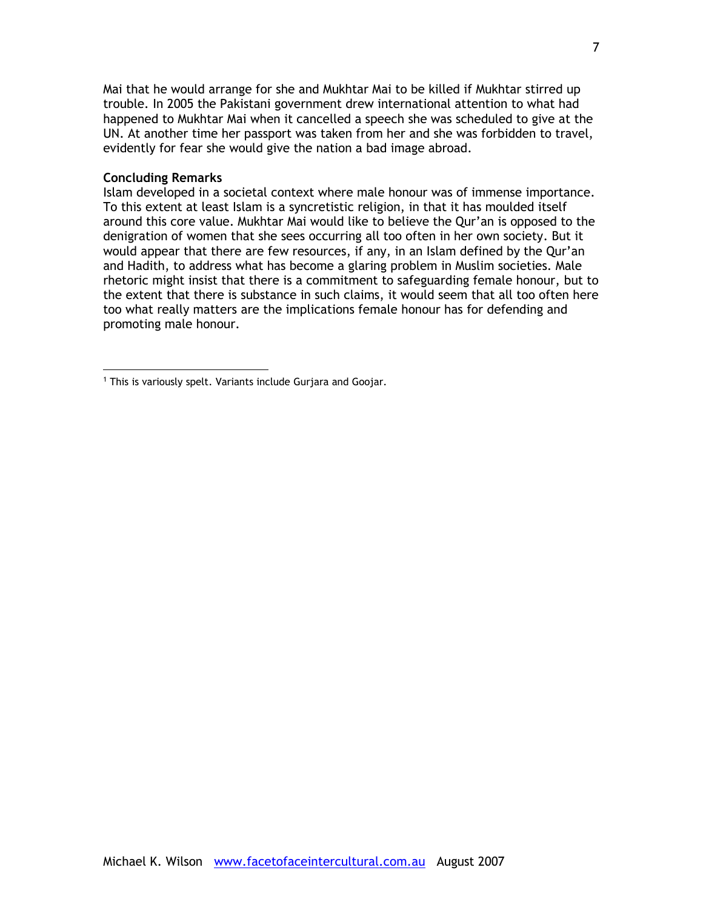Mai that he would arrange for she and Mukhtar Mai to be killed if Mukhtar stirred up trouble. In 2005 the Pakistani government drew international attention to what had happened to Mukhtar Mai when it cancelled a speech she was scheduled to give at the UN. At another time her passport was taken from her and she was forbidden to travel, evidently for fear she would give the nation a bad image abroad.

**Concluding Remarks**

Islam developed in a societal context where male honour was of immense importance. To this extent at least Islam is a syncretistic religion, in that it has moulded itself around this core value. Mukhtar Mai would like to believe the Qur'an is opposed to the denigration of women that she sees occurring all too often in her own society. But it would appear that there are few resources, if any, in an Islam defined by the Qur'an and Hadith, to address what has become a glaring problem in Muslim societies. Male rhetoric might insist that there is a commitment to safeguarding female honour, but to the extent that there is substance in such claims, it would seem that all too often here too what really matters are the implications female honour has for defending and promoting male honour.

---

[1] This is variously spelt. Variants include Gurjara and Goojar.